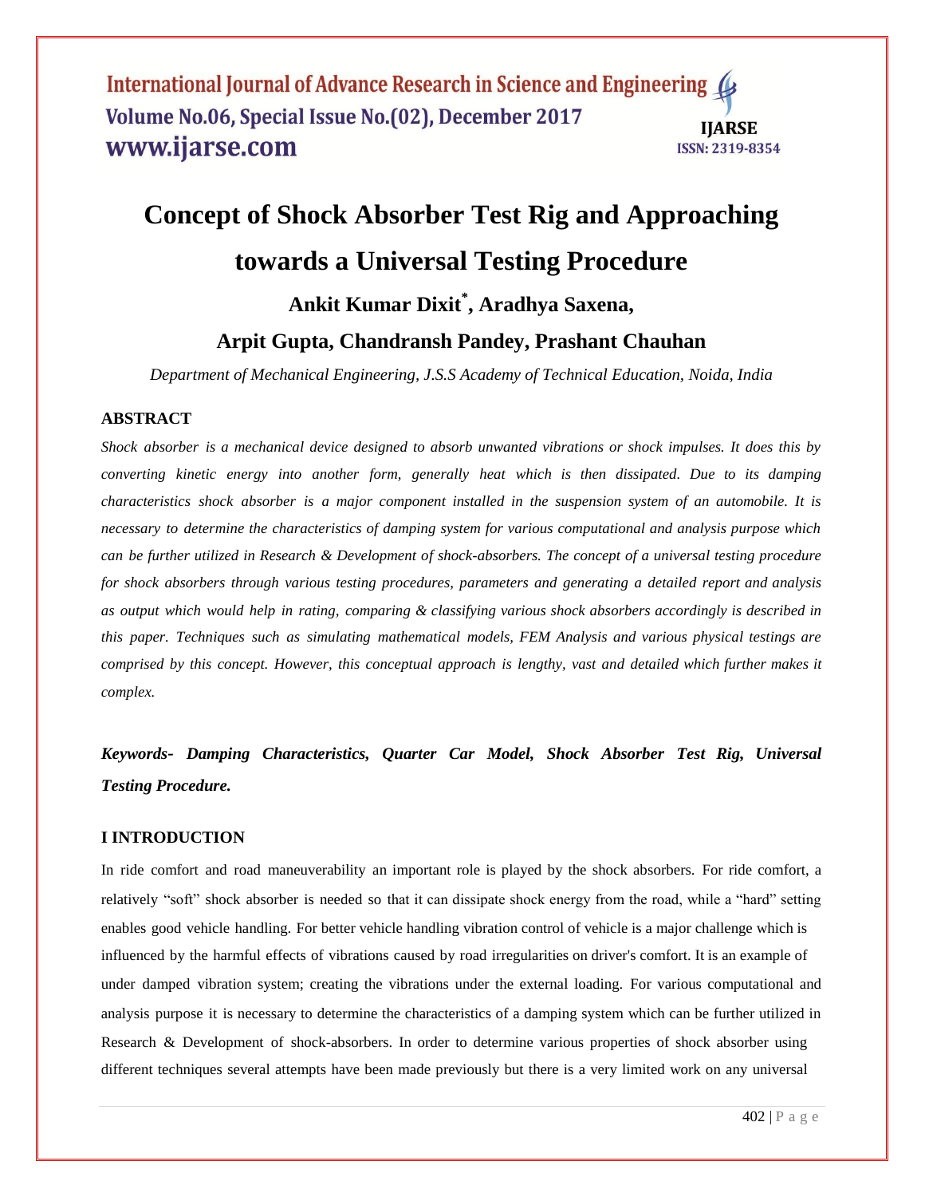# Concept of Shock Absorber Test Rig and Approaching towards a Universal Testing Procedure

**Ankit Kumar Dixit*, Aradhya Saxena,**

**Arpit Gupta, Chandransh Pandey, Prashant Chauhan**

*Department of Mechanical Engineering, J.S.S Academy of Technical Education, Noida, India*

## ABSTRACT

*Shock absorber is a mechanical device designed to absorb unwanted vibrations or shock impulses. It does this by converting kinetic energy into another form, generally heat which is then dissipated. Due to its damping characteristics shock absorber is a major component installed in the suspension system of an automobile. It is necessary to determine the characteristics of damping system for various computational and analysis purpose which can be further utilized in Research & Development of shock-absorbers. The concept of a universal testing procedure for shock absorbers through various testing procedures, parameters and generating a detailed report and analysis as output which would help in rating, comparing & classifying various shock absorbers accordingly is described in this paper. Techniques such as simulating mathematical models, FEM Analysis and various physical testings are comprised by this concept. However, this conceptual approach is lengthy, vast and detailed which further makes it complex.*

***Keywords- Damping Characteristics, Quarter Car Model, Shock Absorber Test Rig, Universal Testing Procedure.***

## I INTRODUCTION

In ride comfort and road maneuverability an important role is played by the shock absorbers. For ride comfort, a relatively "soft" shock absorber is needed so that it can dissipate shock energy from the road, while a "hard" setting enables good vehicle handling. For better vehicle handling vibration control of vehicle is a major challenge which is influenced by the harmful effects of vibrations caused by road irregularities on driver's comfort. It is an example of under damped vibration system; creating the vibrations under the external loading. For various computational and analysis purpose it is necessary to determine the characteristics of a damping system which can be further utilized in Research & Development of shock-absorbers. In order to determine various properties of shock absorber using different techniques several attempts have been made previously but there is a very limited work on any universal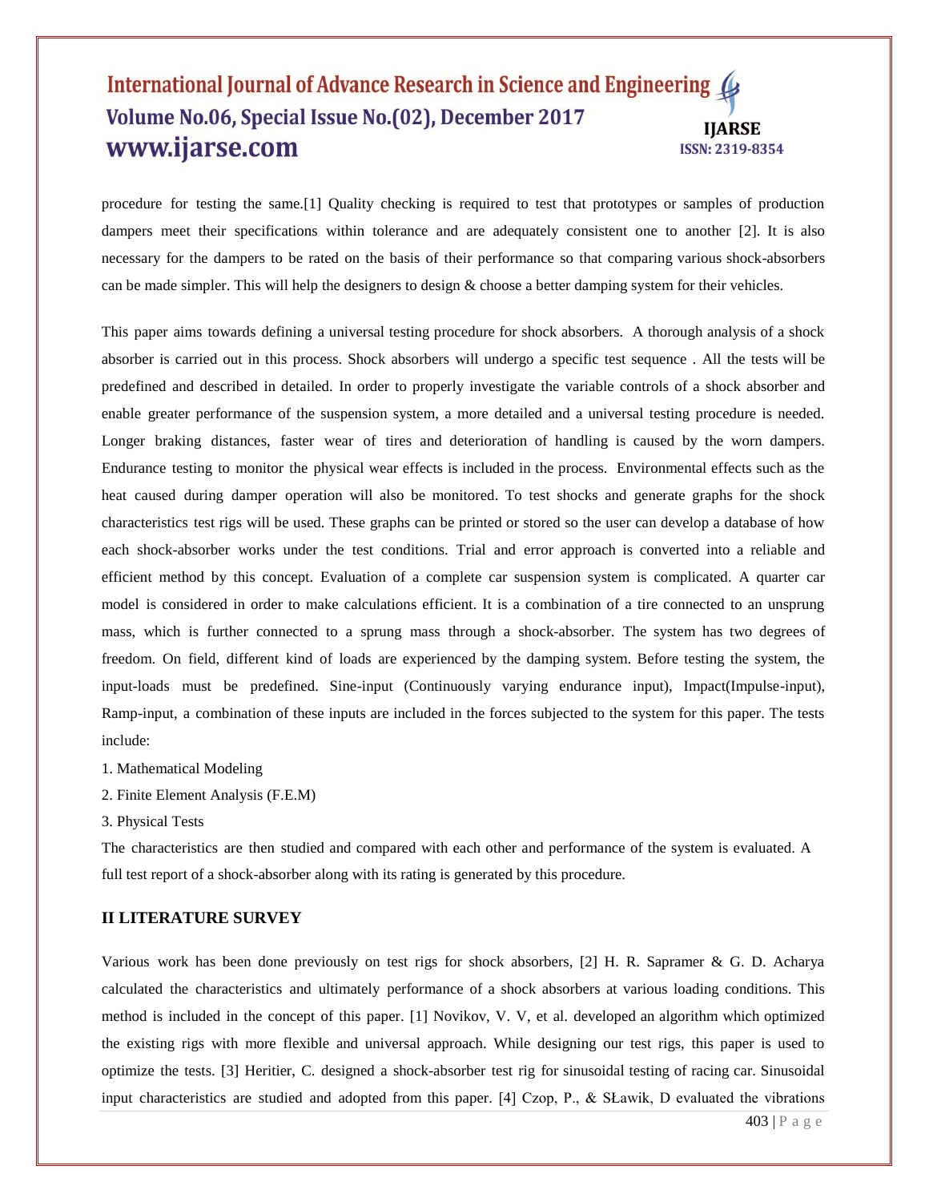procedure for testing the same.[1] Quality checking is required to test that prototypes or samples of production dampers meet their specifications within tolerance and are adequately consistent one to another [2]. It is also necessary for the dampers to be rated on the basis of their performance so that comparing various shock-absorbers can be made simpler. This will help the designers to design & choose a better damping system for their vehicles.

This paper aims towards defining a universal testing procedure for shock absorbers. A thorough analysis of a shock absorber is carried out in this process. Shock absorbers will undergo a specific test sequence . All the tests will be predefined and described in detailed. In order to properly investigate the variable controls of a shock absorber and enable greater performance of the suspension system, a more detailed and a universal testing procedure is needed. Longer braking distances, faster wear of tires and deterioration of handling is caused by the worn dampers. Endurance testing to monitor the physical wear effects is included in the process. Environmental effects such as the heat caused during damper operation will also be monitored. To test shocks and generate graphs for the shock characteristics test rigs will be used. These graphs can be printed or stored so the user can develop a database of how each shock-absorber works under the test conditions. Trial and error approach is converted into a reliable and efficient method by this concept. Evaluation of a complete car suspension system is complicated. A quarter car model is considered in order to make calculations efficient. It is a combination of a tire connected to an unsprung mass, which is further connected to a sprung mass through a shock-absorber. The system has two degrees of freedom. On field, different kind of loads are experienced by the damping system. Before testing the system, the input-loads must be predefined. Sine-input (Continuously varying endurance input), Impact(Impulse-input), Ramp-input, a combination of these inputs are included in the forces subjected to the system for this paper. The tests include:

1. Mathematical Modeling
2. Finite Element Analysis (F.E.M)
3. Physical Tests

The characteristics are then studied and compared with each other and performance of the system is evaluated. A full test report of a shock-absorber along with its rating is generated by this procedure.

## II LITERATURE SURVEY

Various work has been done previously on test rigs for shock absorbers, [2] H. R. Sapramer & G. D. Acharya calculated the characteristics and ultimately performance of a shock absorbers at various loading conditions. This method is included in the concept of this paper. [1] Novikov, V. V, et al. developed an algorithm which optimized the existing rigs with more flexible and universal approach. While designing our test rigs, this paper is used to optimize the tests. [3] Heritier, C. designed a shock-absorber test rig for sinusoidal testing of racing car. Sinusoidal input characteristics are studied and adopted from this paper. [4] Czop, P., & SŁawik, D evaluated the vibrations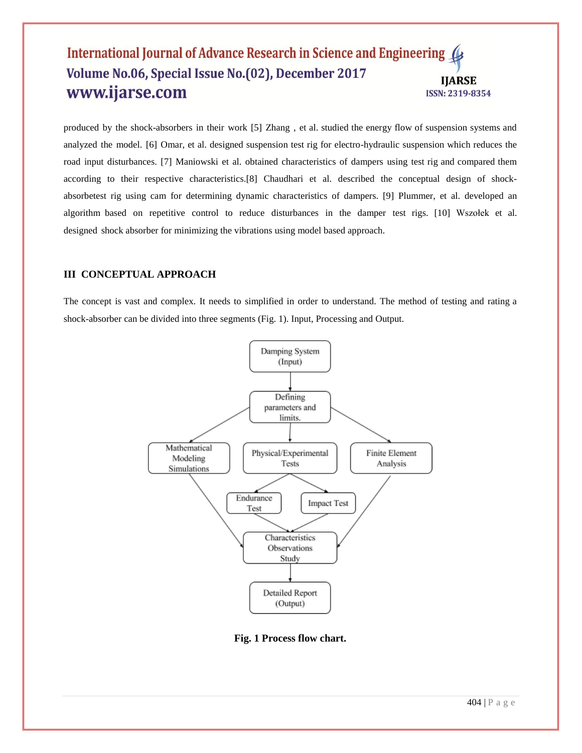produced by the shock-absorbers in their work [5] Zhang , et al. studied the energy flow of suspension systems and analyzed the model. [6] Omar, et al. designed suspension test rig for electro-hydraulic suspension which reduces the road input disturbances. [7] Maniowski et al. obtained characteristics of dampers using test rig and compared them according to their respective characteristics.[8] Chaudhari et al. described the conceptual design of shock-absorbetest rig using cam for determining dynamic characteristics of dampers. [9] Plummer, et al. developed an algorithm based on repetitive control to reduce disturbances in the damper test rigs. [10] Wszołek et al. designed shock absorber for minimizing the vibrations using model based approach.

## III CONCEPTUAL APPROACH

The concept is vast and complex. It needs to simplified in order to understand. The method of testing and rating a shock-absorber can be divided into three segments (Fig. 1). Input, Processing and Output.

Damping System (Input) → Defining parameters and limits. → Mathematical Modeling Simulations / Physical/Experimental Tests / Finite Element Analysis

Physical/Experimental Tests → Endurance Test / Impact Test

Mathematical Modeling Simulations, Endurance Test, Impact Test, Finite Element Analysis → Characteristics Observations Study → Detailed Report (Output)

**Fig. 1 Process flow chart.**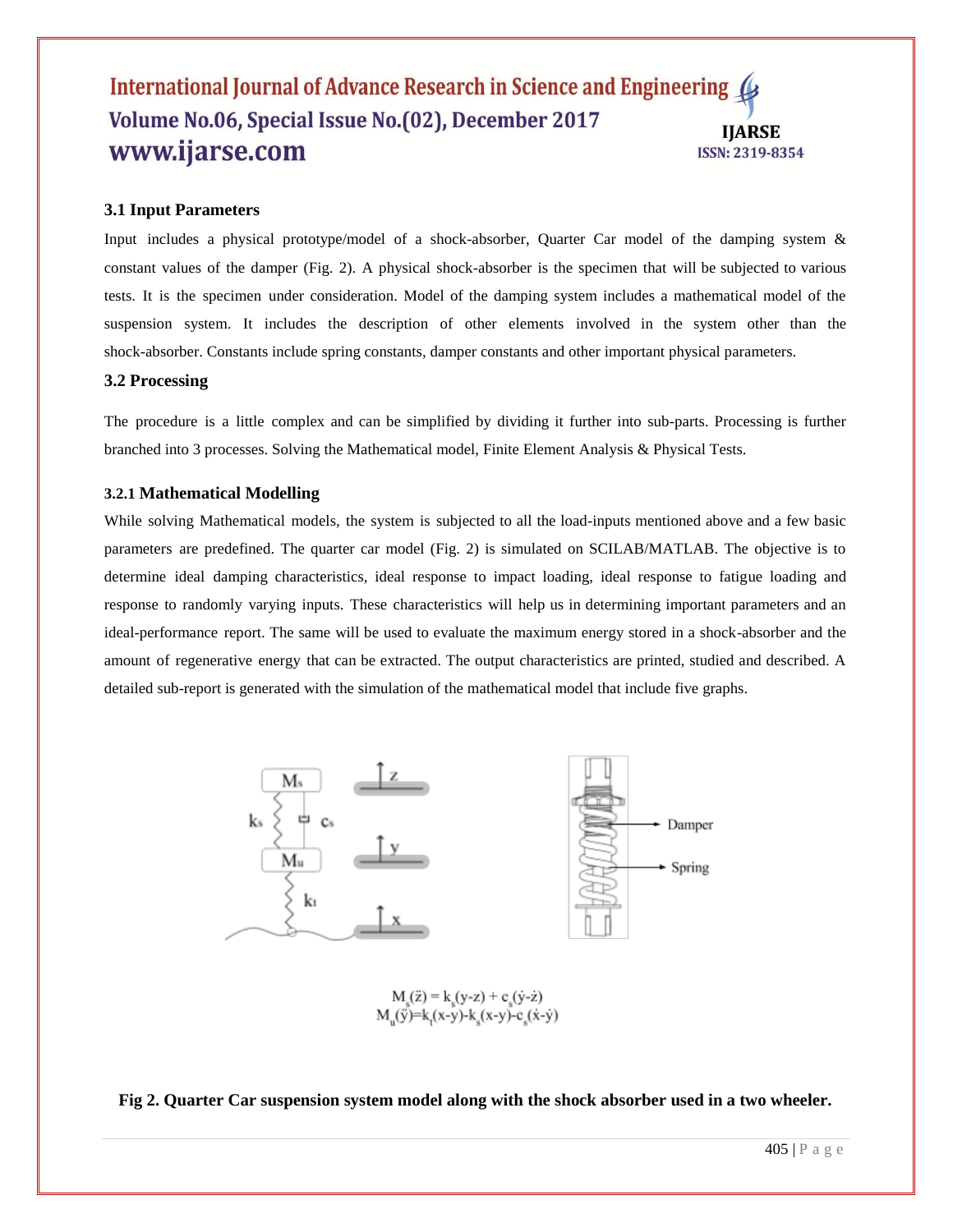### 3.1 Input Parameters

Input includes a physical prototype/model of a shock-absorber, Quarter Car model of the damping system & constant values of the damper (Fig. 2). A physical shock-absorber is the specimen that will be subjected to various tests. It is the specimen under consideration. Model of the damping system includes a mathematical model of the suspension system. It includes the description of other elements involved in the system other than the shock-absorber. Constants include spring constants, damper constants and other important physical parameters.

### 3.2 Processing

The procedure is a little complex and can be simplified by dividing it further into sub-parts. Processing is further branched into 3 processes. Solving the Mathematical model, Finite Element Analysis & Physical Tests.

#### 3.2.1 Mathematical Modelling

While solving Mathematical models, the system is subjected to all the load-inputs mentioned above and a few basic parameters are predefined. The quarter car model (Fig. 2) is simulated on SCILAB/MATLAB. The objective is to determine ideal damping characteristics, ideal response to impact loading, ideal response to fatigue loading and response to randomly varying inputs. These characteristics will help us in determining important parameters and an ideal-performance report. The same will be used to evaluate the maximum energy stored in a shock-absorber and the amount of regenerative energy that can be extracted. The output characteristics are printed, studied and described. A detailed sub-report is generated with the simulation of the mathematical model that include five graphs.

$$M_s(\ddot{z}) = k_s(y-z) + c_s(\dot{y}-\dot{z})$$
$$M_u(\ddot{y}) = k_t(x-y) - k_s(x-y) - c_s(\dot{x}-\dot{y})$$

**Fig 2. Quarter Car suspension system model along with the shock absorber used in a two wheeler.**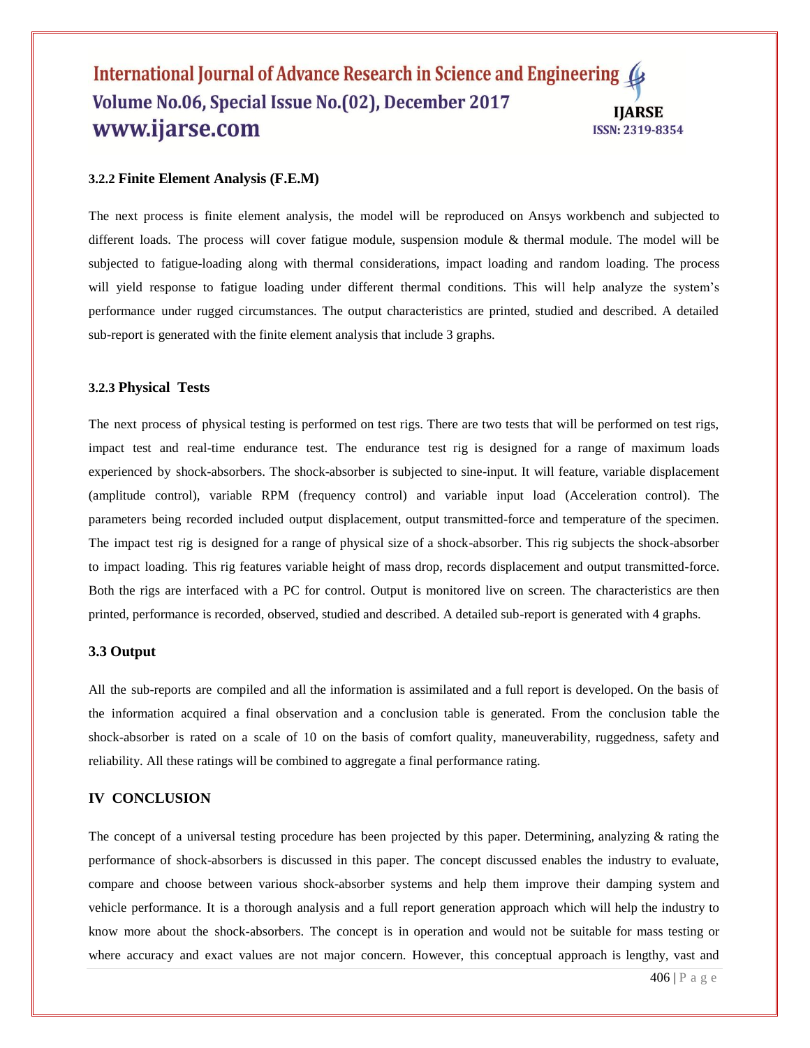### 3.2.2 Finite Element Analysis (F.E.M)

The next process is finite element analysis, the model will be reproduced on Ansys workbench and subjected to different loads. The process will cover fatigue module, suspension module & thermal module. The model will be subjected to fatigue-loading along with thermal considerations, impact loading and random loading. The process will yield response to fatigue loading under different thermal conditions. This will help analyze the system's performance under rugged circumstances. The output characteristics are printed, studied and described. A detailed sub-report is generated with the finite element analysis that include 3 graphs.

### 3.2.3 Physical Tests

The next process of physical testing is performed on test rigs. There are two tests that will be performed on test rigs, impact test and real-time endurance test. The endurance test rig is designed for a range of maximum loads experienced by shock-absorbers. The shock-absorber is subjected to sine-input. It will feature, variable displacement (amplitude control), variable RPM (frequency control) and variable input load (Acceleration control). The parameters being recorded included output displacement, output transmitted-force and temperature of the specimen. The impact test rig is designed for a range of physical size of a shock-absorber. This rig subjects the shock-absorber to impact loading. This rig features variable height of mass drop, records displacement and output transmitted-force. Both the rigs are interfaced with a PC for control. Output is monitored live on screen. The characteristics are then printed, performance is recorded, observed, studied and described. A detailed sub-report is generated with 4 graphs.

### 3.3 Output

All the sub-reports are compiled and all the information is assimilated and a full report is developed. On the basis of the information acquired a final observation and a conclusion table is generated. From the conclusion table the shock-absorber is rated on a scale of 10 on the basis of comfort quality, maneuverability, ruggedness, safety and reliability. All these ratings will be combined to aggregate a final performance rating.

## IV CONCLUSION

The concept of a universal testing procedure has been projected by this paper. Determining, analyzing & rating the performance of shock-absorbers is discussed in this paper. The concept discussed enables the industry to evaluate, compare and choose between various shock-absorber systems and help them improve their damping system and vehicle performance. It is a thorough analysis and a full report generation approach which will help the industry to know more about the shock-absorbers. The concept is in operation and would not be suitable for mass testing or where accuracy and exact values are not major concern. However, this conceptual approach is lengthy, vast and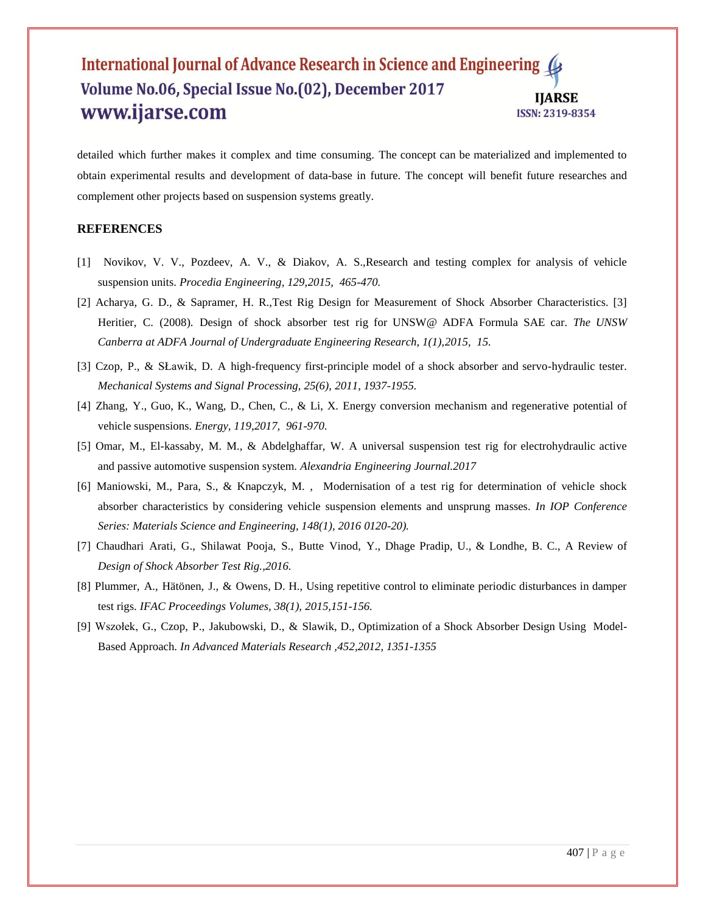detailed which further makes it complex and time consuming. The concept can be materialized and implemented to obtain experimental results and development of data-base in future. The concept will benefit future researches and complement other projects based on suspension systems greatly.

## REFERENCES

[1] Novikov, V. V., Pozdeev, A. V., & Diakov, A. S.,Research and testing complex for analysis of vehicle suspension units. *Procedia Engineering, 129,2015, 465-470.*

[2] Acharya, G. D., & Sapramer, H. R.,Test Rig Design for Measurement of Shock Absorber Characteristics. [3] Heritier, C. (2008). Design of shock absorber test rig for UNSW@ ADFA Formula SAE car. *The UNSW Canberra at ADFA Journal of Undergraduate Engineering Research, 1(1),2015, 15.*

[3] Czop, P., & SŁawik, D. A high-frequency first-principle model of a shock absorber and servo-hydraulic tester. *Mechanical Systems and Signal Processing, 25(6), 2011, 1937-1955.*

[4] Zhang, Y., Guo, K., Wang, D., Chen, C., & Li, X. Energy conversion mechanism and regenerative potential of vehicle suspensions. *Energy, 119,2017, 961-970.*

[5] Omar, M., El-kassaby, M. M., & Abdelghaffar, W. A universal suspension test rig for electrohydraulic active and passive automotive suspension system. *Alexandria Engineering Journal.2017*

[6] Maniowski, M., Para, S., & Knapczyk, M. , Modernisation of a test rig for determination of vehicle shock absorber characteristics by considering vehicle suspension elements and unsprung masses. *In IOP Conference Series: Materials Science and Engineering, 148(1), 2016 0120-20).*

[7] Chaudhari Arati, G., Shilawat Pooja, S., Butte Vinod, Y., Dhage Pradip, U., & Londhe, B. C., A Review of *Design of Shock Absorber Test Rig.,2016.*

[8] Plummer, A., Hätönen, J., & Owens, D. H., Using repetitive control to eliminate periodic disturbances in damper test rigs. *IFAC Proceedings Volumes, 38(1), 2015,151-156.*

[9] Wszołek, G., Czop, P., Jakubowski, D., & Slawik, D., Optimization of a Shock Absorber Design Using Model-Based Approach. *In Advanced Materials Research ,452,2012, 1351-1355*